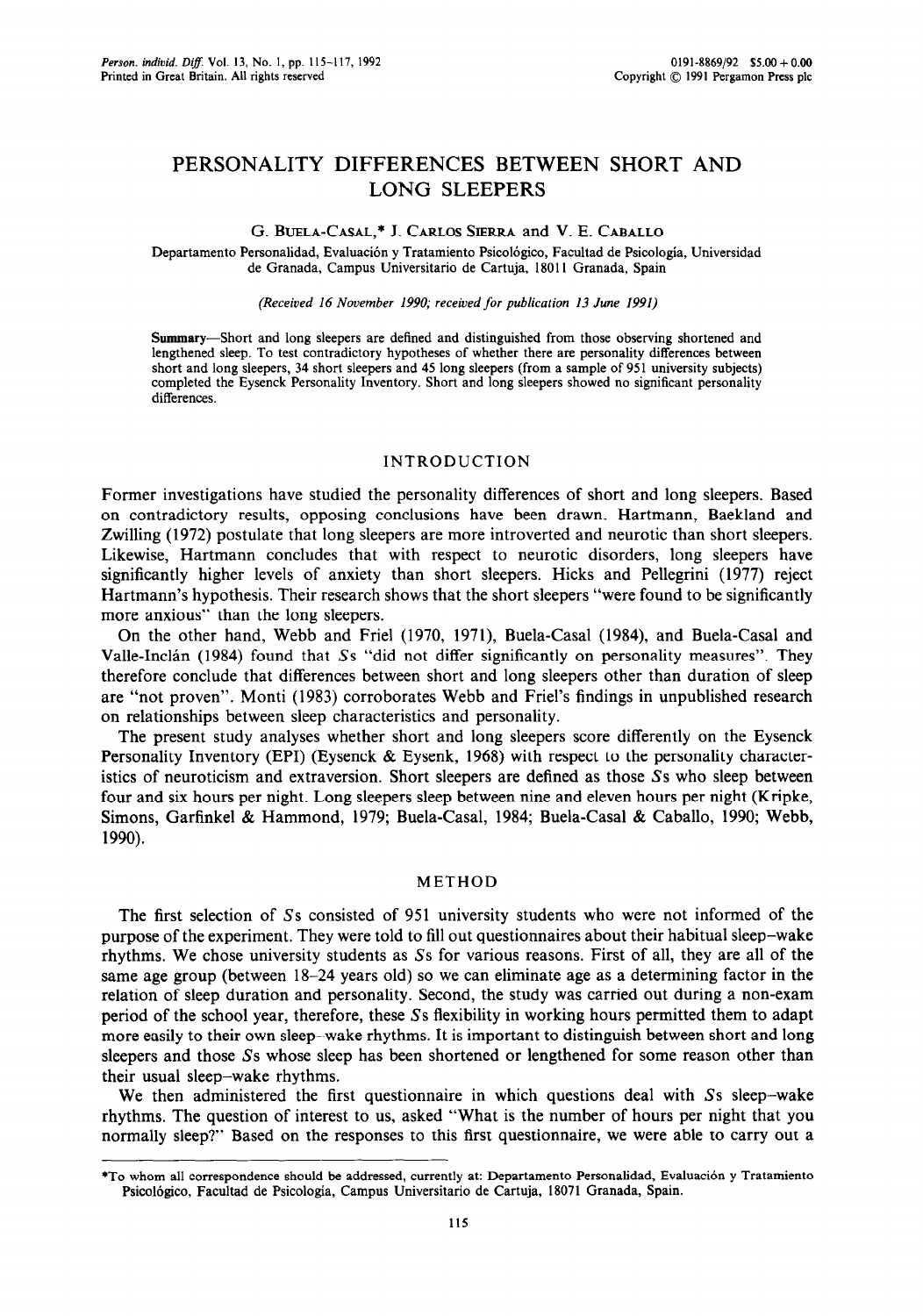# PERSONALITY DIFFERENCES BETWEEN SHORT AND LONG SLEEPERS

G. Buela-Casal,* J. Carlos Sierra and V. E. Caballo

Departamento Personalidad, Evaluación y Tratamiento Psicológico, Facultad de Psicología, Universidad de Granada, Campus Universitario de Cartuja, 18011 Granada, Spain

*(Received 16 November 1990; received for publication 13 June 1991)*

**Summary**—Short and long sleepers are defined and distinguished from those observing shortened and lengthened sleep. To test contradictory hypotheses of whether there are personality differences between short and long sleepers, 34 short sleepers and 45 long sleepers (from a sample of 951 university subjects) completed the Eysenck Personality Inventory. Short and long sleepers showed no significant personality differences.

## INTRODUCTION

Former investigations have studied the personality differences of short and long sleepers. Based on contradictory results, opposing conclusions have been drawn. Hartmann, Baekland and Zwilling (1972) postulate that long sleepers are more introverted and neurotic than short sleepers. Likewise, Hartmann concludes that with respect to neurotic disorders, long sleepers have significantly higher levels of anxiety than short sleepers. Hicks and Pellegrini (1977) reject Hartmann's hypothesis. Their research shows that the short sleepers "were found to be significantly more anxious" than the long sleepers.

On the other hand, Webb and Friel (1970, 1971), Buela-Casal (1984), and Buela-Casal and Valle-Inclán (1984) found that *S*s "did not differ significantly on personality measures". They therefore conclude that differences between short and long sleepers other than duration of sleep are "not proven". Monti (1983) corroborates Webb and Friel's findings in unpublished research on relationships between sleep characteristics and personality.

The present study analyses whether short and long sleepers score differently on the Eysenck Personality Inventory (EPI) (Eysenck & Eysenk, 1968) with respect to the personality characteristics of neuroticism and extraversion. Short sleepers are defined as those *S*s who sleep between four and six hours per night. Long sleepers sleep between nine and eleven hours per night (Kripke, Simons, Garfinkel & Hammond, 1979; Buela-Casal, 1984; Buela-Casal & Caballo, 1990; Webb, 1990).

## METHOD

The first selection of *S*s consisted of 951 university students who were not informed of the purpose of the experiment. They were told to fill out questionnaires about their habitual sleep–wake rhythms. We chose university students as *S*s for various reasons. First of all, they are all of the same age group (between 18–24 years old) so we can eliminate age as a determining factor in the relation of sleep duration and personality. Second, the study was carried out during a non-exam period of the school year, therefore, these *S*s flexibility in working hours permitted them to adapt more easily to their own sleep–wake rhythms. It is important to distinguish between short and long sleepers and those *S*s whose sleep has been shortened or lengthened for some reason other than their usual sleep–wake rhythms.

We then administered the first questionnaire in which questions deal with *S*s sleep–wake rhythms. The question of interest to us, asked "What is the number of hours per night that you normally sleep?" Based on the responses to this first questionnaire, we were able to carry out a

*To whom all correspondence should be addressed, currently at: Departamento Personalidad, Evaluación y Tratamiento Psicológico, Facultad de Psicología, Campus Universitario de Cartuja, 18071 Granada, Spain.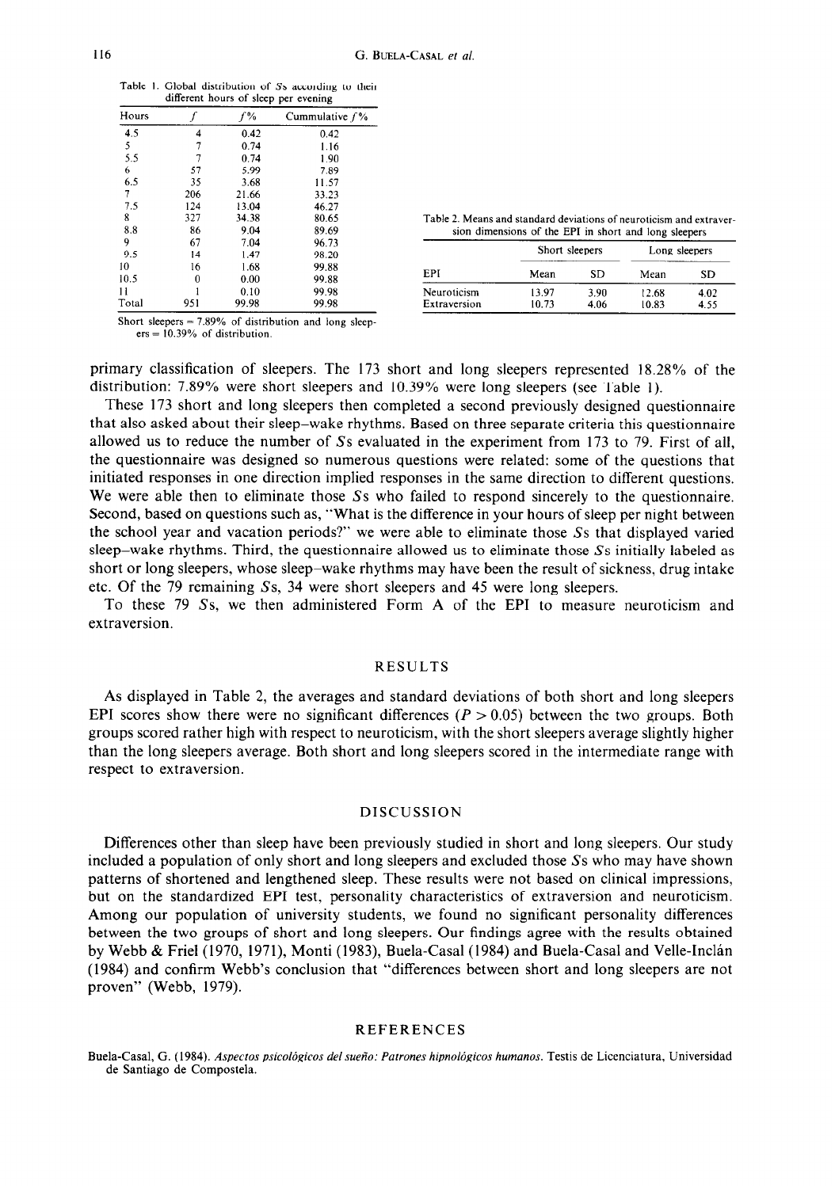Table 1. Global distribution of Ss according to their different hours of sleep per evening

| Hours | f | f% | Cummulative f% |
|---|---|---|---|
| 4.5 | 4 | 0.42 | 0.42 |
| 5 | 7 | 0.74 | 1.16 |
| 5.5 | 7 | 0.74 | 1.90 |
| 6 | 57 | 5.99 | 7.89 |
| 6.5 | 35 | 3.68 | 11.57 |
| 7 | 206 | 21.66 | 33.23 |
| 7.5 | 124 | 13.04 | 46.27 |
| 8 | 327 | 34.38 | 80.65 |
| 8.8 | 86 | 9.04 | 89.69 |
| 9 | 67 | 7.04 | 96.73 |
| 9.5 | 14 | 1.47 | 98.20 |
| 10 | 16 | 1.68 | 99.88 |
| 10.5 | 0 | 0.00 | 99.88 |
| 11 | 1 | 0.10 | 99.98 |
| Total | 951 | 99.98 | 99.98 |

Short sleepers = 7.89% of distribution and long sleepers = 10.39% of distribution.

Table 2. Means and standard deviations of neuroticism and extraversion dimensions of the EPI in short and long sleepers

| | Short sleepers | | Long sleepers | |
|---|---|---|---|---|
| EPI | Mean | SD | Mean | SD |
| Neuroticism | 13.97 | 3.90 | 12.68 | 4.02 |
| Extraversion | 10.73 | 4.06 | 10.83 | 4.55 |

primary classification of sleepers. The 173 short and long sleepers represented 18.28% of the distribution: 7.89% were short sleepers and 10.39% were long sleepers (see Table 1).

These 173 short and long sleepers then completed a second previously designed questionnaire that also asked about their sleep–wake rhythms. Based on three separate criteria this questionnaire allowed us to reduce the number of Ss evaluated in the experiment from 173 to 79. First of all, the questionnaire was designed so numerous questions were related: some of the questions that initiated responses in one direction implied responses in the same direction to different questions. We were able then to eliminate those Ss who failed to respond sincerely to the questionnaire. Second, based on questions such as, "What is the difference in your hours of sleep per night between the school year and vacation periods?" we were able to eliminate those Ss that displayed varied sleep–wake rhythms. Third, the questionnaire allowed us to eliminate those Ss initially labeled as short or long sleepers, whose sleep–wake rhythms may have been the result of sickness, drug intake etc. Of the 79 remaining Ss, 34 were short sleepers and 45 were long sleepers.

To these 79 Ss, we then administered Form A of the EPI to measure neuroticism and extraversion.

## RESULTS

As displayed in Table 2, the averages and standard deviations of both short and long sleepers EPI scores show there were no significant differences ($P > 0.05$) between the two groups. Both groups scored rather high with respect to neuroticism, with the short sleepers average slightly higher than the long sleepers average. Both short and long sleepers scored in the intermediate range with respect to extraversion.

## DISCUSSION

Differences other than sleep have been previously studied in short and long sleepers. Our study included a population of only short and long sleepers and excluded those Ss who may have shown patterns of shortened and lengthened sleep. These results were not based on clinical impressions, but on the standardized EPI test, personality characteristics of extraversion and neuroticism. Among our population of university students, we found no significant personality differences between the two groups of short and long sleepers. Our findings agree with the results obtained by Webb & Friel (1970, 1971), Monti (1983), Buela-Casal (1984) and Buela-Casal and Velle-Inclán (1984) and confirm Webb's conclusion that "differences between short and long sleepers are not proven" (Webb, 1979).

## REFERENCES

Buela-Casal, G. (1984). *Aspectos psicológicos del sueño: Patrones hipnológicos humanos*. Testis de Licenciatura, Universidad de Santiago de Compostela.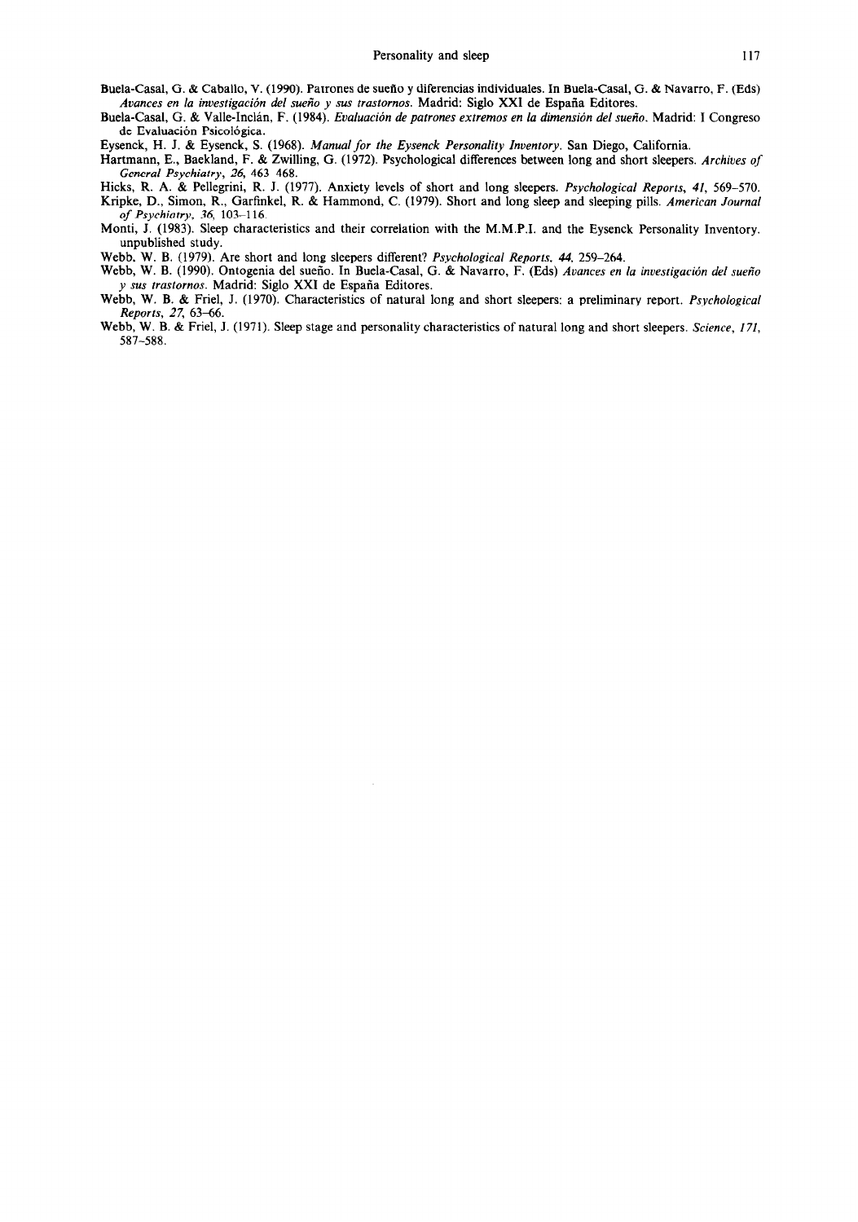Buela-Casal, G. & Caballo, V. (1990). Patrones de sueño y diferencias individuales. In Buela-Casal, G. & Navarro, F. (Eds) *Avances en la investigación del sueño y sus trastornos*. Madrid: Siglo XXI de España Editores.

Buela-Casal, G. & Valle-Inclán, F. (1984). *Evaluación de patrones extremos en la dimensión del sueño*. Madrid: I Congreso de Evaluación Psicológica.

Eysenck, H. J. & Eysenck, S. (1968). *Manual for the Eysenck Personality Inventory*. San Diego, California.

Hartmann, E., Baekland, F. & Zwilling, G. (1972). Psychological differences between long and short sleepers. *Archives of General Psychiatry*, *26*, 463 468.

Hicks, R. A. & Pellegrini, R. J. (1977). Anxiety levels of short and long sleepers. *Psychological Reports*, *41*, 569–570.

Kripke, D., Simon, R., Garfinkel, R. & Hammond, C. (1979). Short and long sleep and sleeping pills. *American Journal of Psychiatry*, *36*, 103–116.

Monti, J. (1983). Sleep characteristics and their correlation with the M.M.P.I. and the Eysenck Personality Inventory. unpublished study.

Webb, W. B. (1979). Are short and long sleepers different? *Psychological Reports*, *44*, 259–264.

Webb, W. B. (1990). Ontogenia del sueño. In Buela-Casal, G. & Navarro, F. (Eds) *Avances en la investigación del sueño y sus trastornos*. Madrid: Siglo XXI de España Editores.

Webb, W. B. & Friel, J. (1970). Characteristics of natural long and short sleepers: a preliminary report. *Psychological Reports*, *27*, 63–66.

Webb, W. B. & Friel, J. (1971). Sleep stage and personality characteristics of natural long and short sleepers. *Science*, *171*, 587–588.